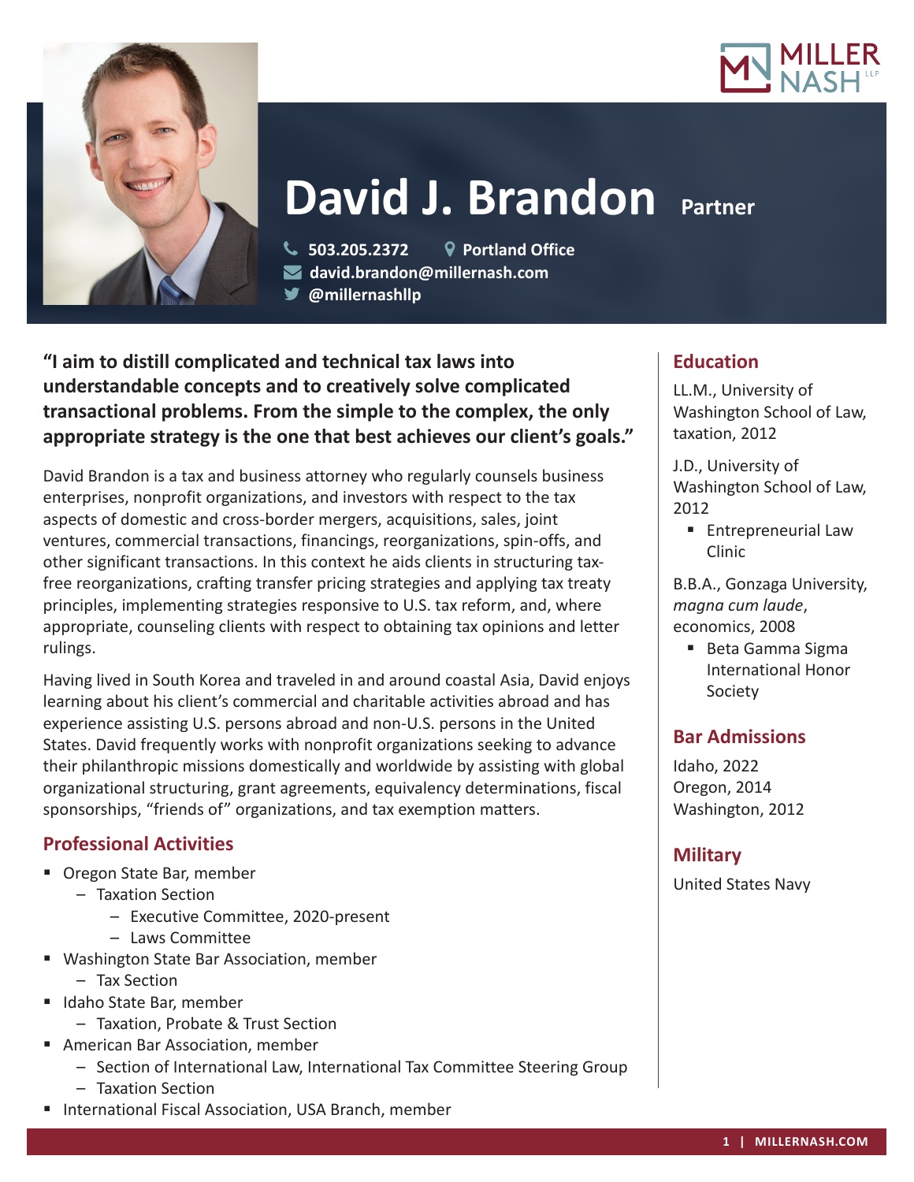# David J. Brandon Partner

503.205.2372 | Portland Office
david.brandon@millernash.com
@millernashllp

**"I aim to distill complicated and technical tax laws into understandable concepts and to creatively solve complicated transactional problems. From the simple to the complex, the only appropriate strategy is the one that best achieves our client's goals."**

David Brandon is a tax and business attorney who regularly counsels business enterprises, nonprofit organizations, and investors with respect to the tax aspects of domestic and cross-border mergers, acquisitions, sales, joint ventures, commercial transactions, financings, reorganizations, spin-offs, and other significant transactions. In this context he aids clients in structuring tax-free reorganizations, crafting transfer pricing strategies and applying tax treaty principles, implementing strategies responsive to U.S. tax reform, and, where appropriate, counseling clients with respect to obtaining tax opinions and letter rulings.

Having lived in South Korea and traveled in and around coastal Asia, David enjoys learning about his client's commercial and charitable activities abroad and has experience assisting U.S. persons abroad and non-U.S. persons in the United States. David frequently works with nonprofit organizations seeking to advance their philanthropic missions domestically and worldwide by assisting with global organizational structuring, grant agreements, equivalency determinations, fiscal sponsorships, "friends of" organizations, and tax exemption matters.

## Professional Activities

- Oregon State Bar, member
  - Taxation Section
    - Executive Committee, 2020-present
    - Laws Committee
- Washington State Bar Association, member
  - Tax Section
- Idaho State Bar, member
  - Taxation, Probate & Trust Section
- American Bar Association, member
  - Section of International Law, International Tax Committee Steering Group
  - Taxation Section
- International Fiscal Association, USA Branch, member

## Education

LL.M., University of Washington School of Law, taxation, 2012

J.D., University of Washington School of Law, 2012
- Entrepreneurial Law Clinic

B.B.A., Gonzaga University, *magna cum laude*, economics, 2008
- Beta Gamma Sigma International Honor Society

## Bar Admissions

Idaho, 2022
Oregon, 2014
Washington, 2012

## Military

United States Navy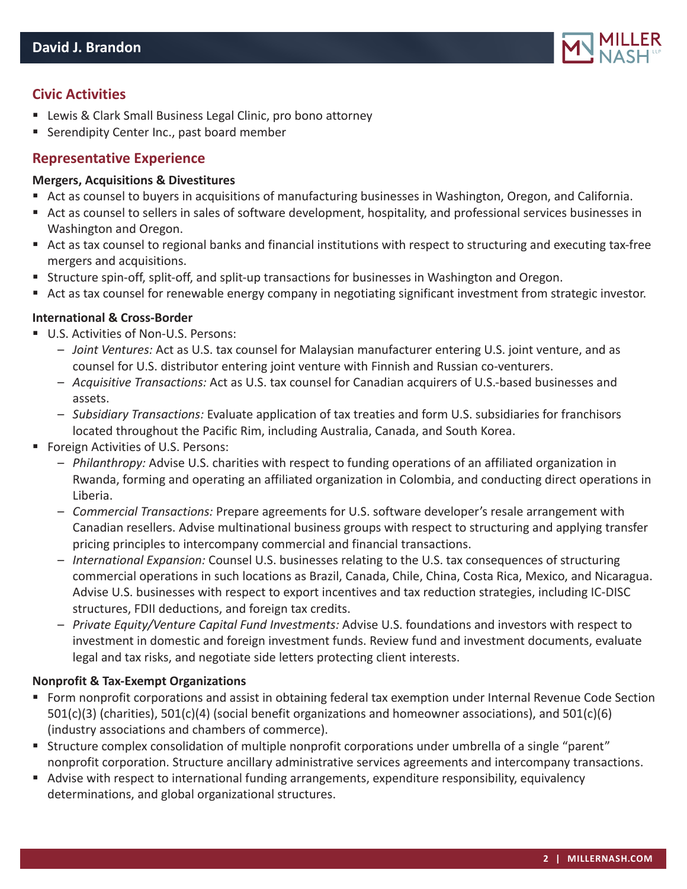## Civic Activities

- Lewis & Clark Small Business Legal Clinic, pro bono attorney
- Serendipity Center Inc., past board member

## Representative Experience

**Mergers, Acquisitions & Divestitures**

- Act as counsel to buyers in acquisitions of manufacturing businesses in Washington, Oregon, and California.
- Act as counsel to sellers in sales of software development, hospitality, and professional services businesses in Washington and Oregon.
- Act as tax counsel to regional banks and financial institutions with respect to structuring and executing tax-free mergers and acquisitions.
- Structure spin-off, split-off, and split-up transactions for businesses in Washington and Oregon.
- Act as tax counsel for renewable energy company in negotiating significant investment from strategic investor.

**International & Cross-Border**

- U.S. Activities of Non-U.S. Persons:
  - *Joint Ventures:* Act as U.S. tax counsel for Malaysian manufacturer entering U.S. joint venture, and as counsel for U.S. distributor entering joint venture with Finnish and Russian co-venturers.
  - *Acquisitive Transactions:* Act as U.S. tax counsel for Canadian acquirers of U.S.-based businesses and assets.
  - *Subsidiary Transactions:* Evaluate application of tax treaties and form U.S. subsidiaries for franchisors located throughout the Pacific Rim, including Australia, Canada, and South Korea.
- Foreign Activities of U.S. Persons:
  - *Philanthropy:* Advise U.S. charities with respect to funding operations of an affiliated organization in Rwanda, forming and operating an affiliated organization in Colombia, and conducting direct operations in Liberia.
  - *Commercial Transactions:* Prepare agreements for U.S. software developer's resale arrangement with Canadian resellers. Advise multinational business groups with respect to structuring and applying transfer pricing principles to intercompany commercial and financial transactions.
  - *International Expansion:* Counsel U.S. businesses relating to the U.S. tax consequences of structuring commercial operations in such locations as Brazil, Canada, Chile, China, Costa Rica, Mexico, and Nicaragua. Advise U.S. businesses with respect to export incentives and tax reduction strategies, including IC-DISC structures, FDII deductions, and foreign tax credits.
  - *Private Equity/Venture Capital Fund Investments:* Advise U.S. foundations and investors with respect to investment in domestic and foreign investment funds. Review fund and investment documents, evaluate legal and tax risks, and negotiate side letters protecting client interests.

**Nonprofit & Tax-Exempt Organizations**

- Form nonprofit corporations and assist in obtaining federal tax exemption under Internal Revenue Code Section 501(c)(3) (charities), 501(c)(4) (social benefit organizations and homeowner associations), and 501(c)(6) (industry associations and chambers of commerce).
- Structure complex consolidation of multiple nonprofit corporations under umbrella of a single "parent" nonprofit corporation. Structure ancillary administrative services agreements and intercompany transactions.
- Advise with respect to international funding arrangements, expenditure responsibility, equivalency determinations, and global organizational structures.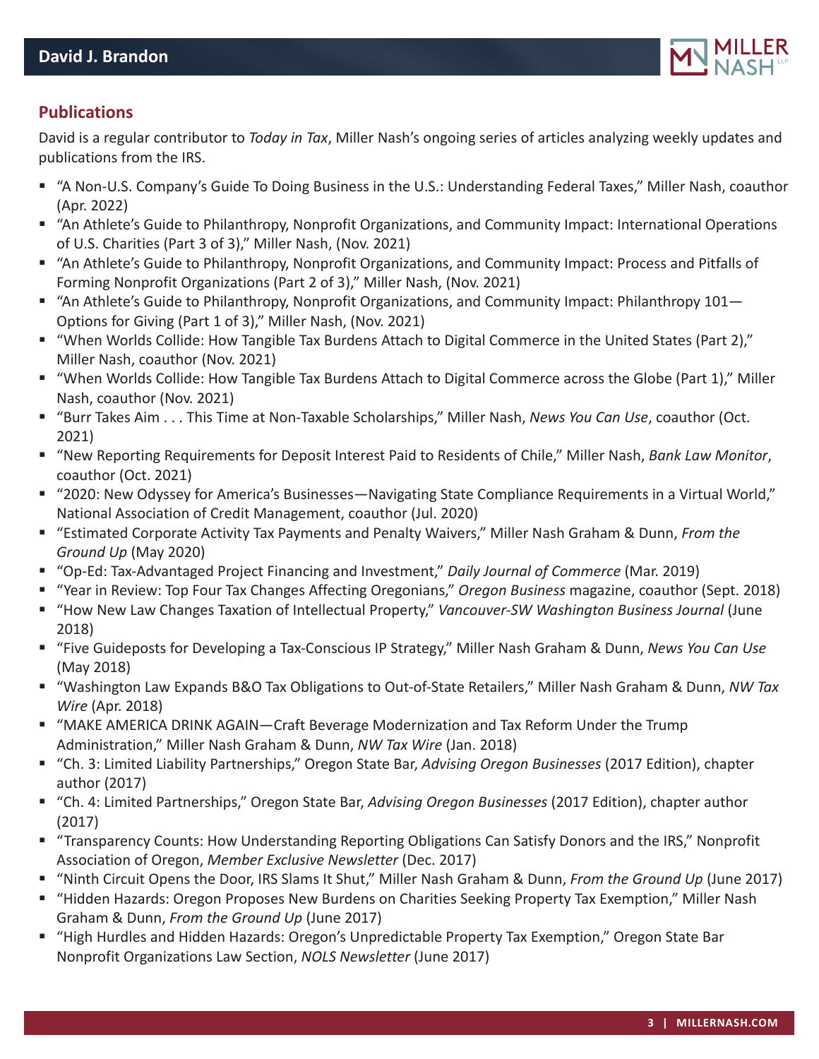## Publications

David is a regular contributor to *Today in Tax*, Miller Nash's ongoing series of articles analyzing weekly updates and publications from the IRS.

- "A Non-U.S. Company's Guide To Doing Business in the U.S.: Understanding Federal Taxes," Miller Nash, coauthor (Apr. 2022)
- "An Athlete's Guide to Philanthropy, Nonprofit Organizations, and Community Impact: International Operations of U.S. Charities (Part 3 of 3)," Miller Nash, (Nov. 2021)
- "An Athlete's Guide to Philanthropy, Nonprofit Organizations, and Community Impact: Process and Pitfalls of Forming Nonprofit Organizations (Part 2 of 3)," Miller Nash, (Nov. 2021)
- "An Athlete's Guide to Philanthropy, Nonprofit Organizations, and Community Impact: Philanthropy 101—Options for Giving (Part 1 of 3)," Miller Nash, (Nov. 2021)
- "When Worlds Collide: How Tangible Tax Burdens Attach to Digital Commerce in the United States (Part 2)," Miller Nash, coauthor (Nov. 2021)
- "When Worlds Collide: How Tangible Tax Burdens Attach to Digital Commerce across the Globe (Part 1)," Miller Nash, coauthor (Nov. 2021)
- "Burr Takes Aim . . . This Time at Non-Taxable Scholarships," Miller Nash, *News You Can Use*, coauthor (Oct. 2021)
- "New Reporting Requirements for Deposit Interest Paid to Residents of Chile," Miller Nash, *Bank Law Monitor*, coauthor (Oct. 2021)
- "2020: New Odyssey for America's Businesses—Navigating State Compliance Requirements in a Virtual World," National Association of Credit Management, coauthor (Jul. 2020)
- "Estimated Corporate Activity Tax Payments and Penalty Waivers," Miller Nash Graham & Dunn, *From the Ground Up* (May 2020)
- "Op-Ed: Tax-Advantaged Project Financing and Investment," *Daily Journal of Commerce* (Mar. 2019)
- "Year in Review: Top Four Tax Changes Affecting Oregonians," *Oregon Business* magazine, coauthor (Sept. 2018)
- "How New Law Changes Taxation of Intellectual Property," *Vancouver-SW Washington Business Journal* (June 2018)
- "Five Guideposts for Developing a Tax-Conscious IP Strategy," Miller Nash Graham & Dunn, *News You Can Use* (May 2018)
- "Washington Law Expands B&O Tax Obligations to Out-of-State Retailers," Miller Nash Graham & Dunn, *NW Tax Wire* (Apr. 2018)
- "MAKE AMERICA DRINK AGAIN—Craft Beverage Modernization and Tax Reform Under the Trump Administration," Miller Nash Graham & Dunn, *NW Tax Wire* (Jan. 2018)
- "Ch. 3: Limited Liability Partnerships," Oregon State Bar, *Advising Oregon Businesses* (2017 Edition), chapter author (2017)
- "Ch. 4: Limited Partnerships," Oregon State Bar, *Advising Oregon Businesses* (2017 Edition), chapter author (2017)
- "Transparency Counts: How Understanding Reporting Obligations Can Satisfy Donors and the IRS," Nonprofit Association of Oregon, *Member Exclusive Newsletter* (Dec. 2017)
- "Ninth Circuit Opens the Door, IRS Slams It Shut," Miller Nash Graham & Dunn, *From the Ground Up* (June 2017)
- "Hidden Hazards: Oregon Proposes New Burdens on Charities Seeking Property Tax Exemption," Miller Nash Graham & Dunn, *From the Ground Up* (June 2017)
- "High Hurdles and Hidden Hazards: Oregon's Unpredictable Property Tax Exemption," Oregon State Bar Nonprofit Organizations Law Section, *NOLS Newsletter* (June 2017)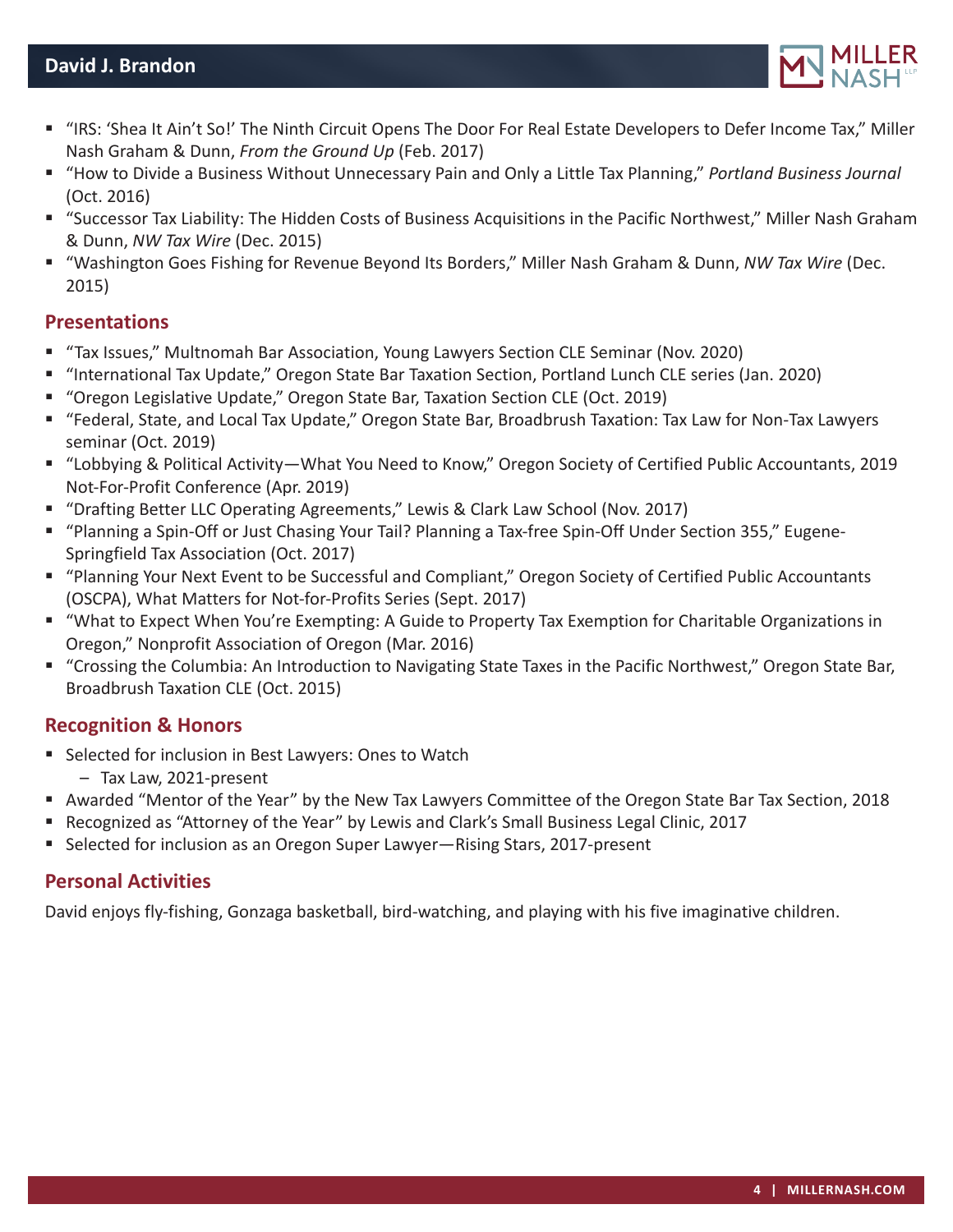- "IRS: 'Shea It Ain't So!' The Ninth Circuit Opens The Door For Real Estate Developers to Defer Income Tax," Miller Nash Graham & Dunn, *From the Ground Up* (Feb. 2017)
- "How to Divide a Business Without Unnecessary Pain and Only a Little Tax Planning," *Portland Business Journal* (Oct. 2016)
- "Successor Tax Liability: The Hidden Costs of Business Acquisitions in the Pacific Northwest," Miller Nash Graham & Dunn, *NW Tax Wire* (Dec. 2015)
- "Washington Goes Fishing for Revenue Beyond Its Borders," Miller Nash Graham & Dunn, *NW Tax Wire* (Dec. 2015)

## Presentations

- "Tax Issues," Multnomah Bar Association, Young Lawyers Section CLE Seminar (Nov. 2020)
- "International Tax Update," Oregon State Bar Taxation Section, Portland Lunch CLE series (Jan. 2020)
- "Oregon Legislative Update," Oregon State Bar, Taxation Section CLE (Oct. 2019)
- "Federal, State, and Local Tax Update," Oregon State Bar, Broadbrush Taxation: Tax Law for Non-Tax Lawyers seminar (Oct. 2019)
- "Lobbying & Political Activity—What You Need to Know," Oregon Society of Certified Public Accountants, 2019 Not-For-Profit Conference (Apr. 2019)
- "Drafting Better LLC Operating Agreements," Lewis & Clark Law School (Nov. 2017)
- "Planning a Spin-Off or Just Chasing Your Tail? Planning a Tax-free Spin-Off Under Section 355," Eugene-Springfield Tax Association (Oct. 2017)
- "Planning Your Next Event to be Successful and Compliant," Oregon Society of Certified Public Accountants (OSCPA), What Matters for Not-for-Profits Series (Sept. 2017)
- "What to Expect When You're Exempting: A Guide to Property Tax Exemption for Charitable Organizations in Oregon," Nonprofit Association of Oregon (Mar. 2016)
- "Crossing the Columbia: An Introduction to Navigating State Taxes in the Pacific Northwest," Oregon State Bar, Broadbrush Taxation CLE (Oct. 2015)

## Recognition & Honors

- Selected for inclusion in Best Lawyers: Ones to Watch
  - Tax Law, 2021-present
- Awarded "Mentor of the Year" by the New Tax Lawyers Committee of the Oregon State Bar Tax Section, 2018
- Recognized as "Attorney of the Year" by Lewis and Clark's Small Business Legal Clinic, 2017
- Selected for inclusion as an Oregon Super Lawyer—Rising Stars, 2017-present

## Personal Activities

David enjoys fly-fishing, Gonzaga basketball, bird-watching, and playing with his five imaginative children.